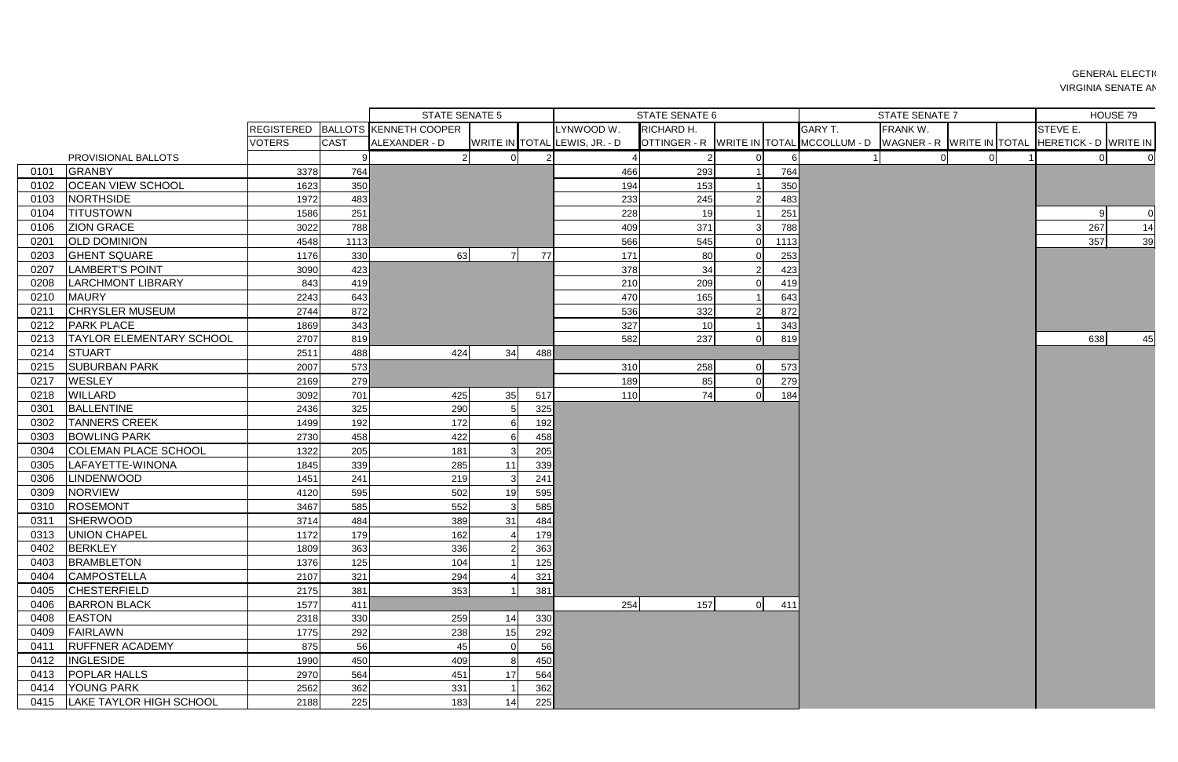GENERAL ELECTI

VIRGINIA SENATE AN

| | | | | STATE SENATE 5 | | | STATE SENATE 6 | | | | STATE SENATE 7 | | | | HOUSE 79 | |
|---|---|---|---|---|---|---|---|---|---|---|---|---|---|---|---|---|
| | | REGISTERED VOTERS | BALLOTS CAST | KENNETH COOPER ALEXANDER - D | WRITE IN | TOTAL | LYNWOOD W. LEWIS, JR. - D | RICHARD H. OTTINGER - R | WRITE IN | TOTAL | GARY T. MCCOLLUM - D | FRANK W. WAGNER - R | WRITE IN | TOTAL | STEVE E. HERETICK - D | WRITE IN |
| | PROVISIONAL BALLOTS | | 9 | 2 | 0 | 2 | 4 | 2 | 0 | 6 | 1 | 0 | 0 | 1 | 0 | 0 |
| 0101 | GRANBY | 3378 | 764 | | | | 466 | 293 | 1 | 764 | | | | | | |
| 0102 | OCEAN VIEW SCHOOL | 1623 | 350 | | | | 194 | 153 | 1 | 350 | | | | | | |
| 0103 | NORTHSIDE | 1972 | 483 | | | | 233 | 245 | 2 | 483 | | | | | | |
| 0104 | TITUSTOWN | 1586 | 251 | | | | 228 | 19 | 1 | 251 | | | | | 9 | 0 |
| 0106 | ZION GRACE | 3022 | 788 | | | | 409 | 371 | 3 | 788 | | | | | 267 | 14 |
| 0201 | OLD DOMINION | 4548 | 1113 | | | | 566 | 545 | 0 | 1113 | | | | | 357 | 39 |
| 0203 | GHENT SQUARE | 1176 | 330 | 63 | 7 | 77 | 171 | 80 | 0 | 253 | | | | | | |
| 0207 | LAMBERT'S POINT | 3090 | 423 | | | | 378 | 34 | 2 | 423 | | | | | | |
| 0208 | LARCHMONT LIBRARY | 843 | 419 | | | | 210 | 209 | 0 | 419 | | | | | | |
| 0210 | MAURY | 2243 | 643 | | | | 470 | 165 | 1 | 643 | | | | | | |
| 0211 | CHRYSLER MUSEUM | 2744 | 872 | | | | 536 | 332 | 2 | 872 | | | | | | |
| 0212 | PARK PLACE | 1869 | 343 | | | | 327 | 10 | 1 | 343 | | | | | | |
| 0213 | TAYLOR ELEMENTARY SCHOOL | 2707 | 819 | | | | 582 | 237 | 0 | 819 | | | | | 638 | 45 |
| 0214 | STUART | 2511 | 488 | 424 | 34 | 488 | | | | | | | | | | |
| 0215 | SUBURBAN PARK | 2007 | 573 | | | | 310 | 258 | 0 | 573 | | | | | | |
| 0217 | WESLEY | 2169 | 279 | | | | 189 | 85 | 0 | 279 | | | | | | |
| 0218 | WILLARD | 3092 | 701 | 425 | 35 | 517 | 110 | 74 | 0 | 184 | | | | | | |
| 0301 | BALLENTINE | 2436 | 325 | 290 | 5 | 325 | | | | | | | | | | |
| 0302 | TANNERS CREEK | 1499 | 192 | 172 | 6 | 192 | | | | | | | | | | |
| 0303 | BOWLING PARK | 2730 | 458 | 422 | 6 | 458 | | | | | | | | | | |
| 0304 | COLEMAN PLACE SCHOOL | 1322 | 205 | 181 | 3 | 205 | | | | | | | | | | |
| 0305 | LAFAYETTE-WINONA | 1845 | 339 | 285 | 11 | 339 | | | | | | | | | | |
| 0306 | LINDENWOOD | 1451 | 241 | 219 | 3 | 241 | | | | | | | | | | |
| 0309 | NORVIEW | 4120 | 595 | 502 | 19 | 595 | | | | | | | | | | |
| 0310 | ROSEMONT | 3467 | 585 | 552 | 3 | 585 | | | | | | | | | | |
| 0311 | SHERWOOD | 3714 | 484 | 389 | 31 | 484 | | | | | | | | | | |
| 0313 | UNION CHAPEL | 1172 | 179 | 162 | 4 | 179 | | | | | | | | | | |
| 0402 | BERKLEY | 1809 | 363 | 336 | 2 | 363 | | | | | | | | | | |
| 0403 | BRAMBLETON | 1376 | 125 | 104 | 1 | 125 | | | | | | | | | | |
| 0404 | CAMPOSTELLA | 2107 | 321 | 294 | 4 | 321 | | | | | | | | | | |
| 0405 | CHESTERFIELD | 2175 | 381 | 353 | 1 | 381 | | | | | | | | | | |
| 0406 | BARRON BLACK | 1577 | 411 | | | | 254 | 157 | 0 | 411 | | | | | | |
| 0408 | EASTON | 2318 | 330 | 259 | 14 | 330 | | | | | | | | | | |
| 0409 | FAIRLAWN | 1775 | 292 | 238 | 15 | 292 | | | | | | | | | | |
| 0411 | RUFFNER ACADEMY | 875 | 56 | 45 | 0 | 56 | | | | | | | | | | |
| 0412 | INGLESIDE | 1990 | 450 | 409 | 8 | 450 | | | | | | | | | | |
| 0413 | POPLAR HALLS | 2970 | 564 | 451 | 17 | 564 | | | | | | | | | | |
| 0414 | YOUNG PARK | 2562 | 362 | 331 | 1 | 362 | | | | | | | | | | |
| 0415 | LAKE TAYLOR HIGH SCHOOL | 2188 | 225 | 183 | 14 | 225 | | | | | | | | | | |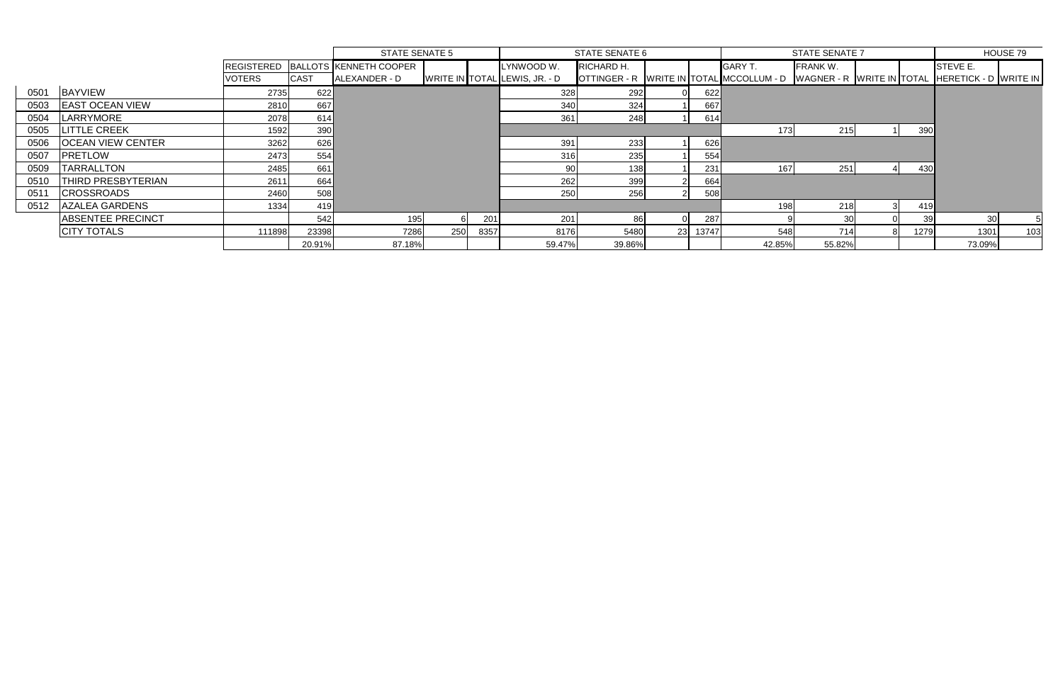| | | | | STATE SENATE 5 | | | STATE SENATE 6 | | | | STATE SENATE 7 | | | | HOUSE 79 | |
|---|---|---|---|---|---|---|---|---|---|---|---|---|---|---|---|---|
| | | REGISTERED VOTERS | BALLOTS CAST | KENNETH COOPER ALEXANDER - D | WRITE IN | TOTAL | LYNWOOD W. LEWIS, JR. - D | RICHARD H. OTTINGER - R | WRITE IN | TOTAL | GARY T. MCCOLLUM - D | FRANK W. WAGNER - R | WRITE IN | TOTAL | STEVE E. HERETICK - D | WRITE IN |
| 0501 | BAYVIEW | 2735 | 622 | | | | 328 | 292 | 0 | 622 | | | | | | |
| 0503 | EAST OCEAN VIEW | 2810 | 667 | | | | 340 | 324 | 1 | 667 | | | | | | |
| 0504 | LARRYMORE | 2078 | 614 | | | | 361 | 248 | 1 | 614 | | | | | | |
| 0505 | LITTLE CREEK | 1592 | 390 | | | | | | | | 173 | 215 | 1 | 390 | | |
| 0506 | OCEAN VIEW CENTER | 3262 | 626 | | | | 391 | 233 | 1 | 626 | | | | | | |
| 0507 | PRETLOW | 2473 | 554 | | | | 316 | 235 | 1 | 554 | | | | | | |
| 0509 | TARRALLTON | 2485 | 661 | | | | 90 | 138 | 1 | 231 | 167 | 251 | 4 | 430 | | |
| 0510 | THIRD PRESBYTERIAN | 2611 | 664 | | | | 262 | 399 | 2 | 664 | | | | | | |
| 0511 | CROSSROADS | 2460 | 508 | | | | 250 | 256 | 2 | 508 | | | | | | |
| 0512 | AZALEA GARDENS | 1334 | 419 | | | | | | | | 198 | 218 | 3 | 419 | | |
| | ABSENTEE PRECINCT | | 542 | 195 | 6 | 201 | 201 | 86 | 0 | 287 | 9 | 30 | 0 | 39 | 30 | 5 |
| | CITY TOTALS | 111898 | 23398 | 7286 | 250 | 8357 | 8176 | 5480 | 23 | 13747 | 548 | 714 | 8 | 1279 | 1301 | 103 |
| | | | 20.91% | 87.18% | | | 59.47% | 39.86% | | | 42.85% | 55.82% | | | 73.09% | |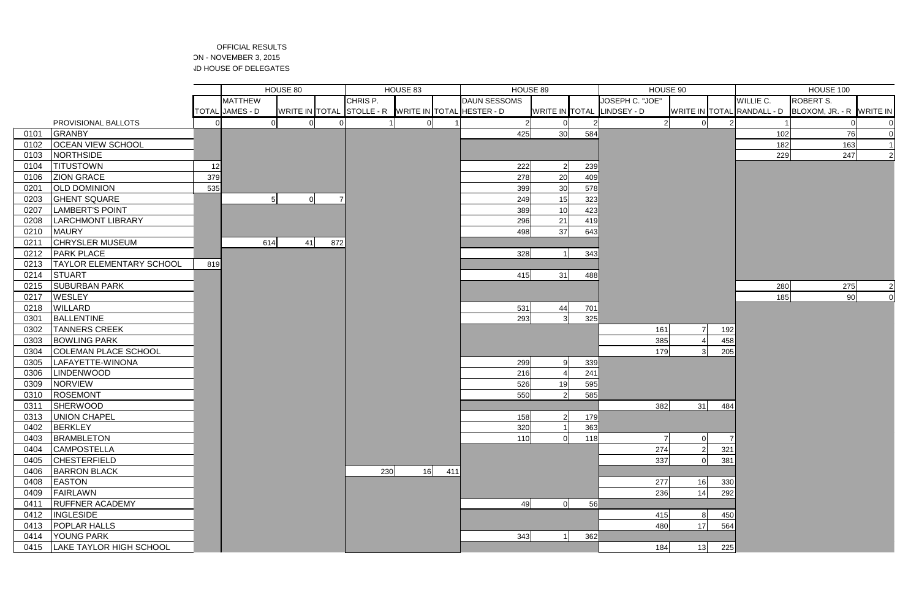OFFICIAL RESULTS

ON - NOVEMBER 3, 2015

ND HOUSE OF DELEGATES

| | | | HOUSE 80 | | | HOUSE 83 | | | HOUSE 89 | | | HOUSE 90 | | | HOUSE 100 | | |
|---|---|---|---|---|---|---|---|---|---|---|---|---|---|---|---|---|---|
| | | TOTAL | MATTHEW JAMES - D | WRITE IN | TOTAL | CHRIS P. STOLLE - R | WRITE IN | TOTAL | DAUN SESSOMS HESTER - D | WRITE IN | TOTAL | JOSEPH C. "JOE" LINDSEY - D | WRITE IN | TOTAL | WILLIE C. RANDALL - D | ROBERT S. BLOXOM, JR. - R | WRITE IN |
| | PROVISIONAL BALLOTS | 0 | 0 | 0 | 0 | 1 | 0 | 1 | 2 | 0 | 2 | 2 | 0 | 2 | 1 | 0 | 0 |
| 0101 | GRANBY | | | | | | | | 425 | 30 | 584 | | | | 102 | 76 | 0 |
| 0102 | OCEAN VIEW SCHOOL | | | | | | | | | | | | | | 182 | 163 | 1 |
| 0103 | NORTHSIDE | | | | | | | | | | | | | | 229 | 247 | 2 |
| 0104 | TITUSTOWN | 12 | | | | | | | 222 | 2 | 239 | | | | | | |
| 0106 | ZION GRACE | 379 | | | | | | | 278 | 20 | 409 | | | | | | |
| 0201 | OLD DOMINION | 535 | | | | | | | 399 | 30 | 578 | | | | | | |
| 0203 | GHENT SQUARE | | 5 | 0 | 7 | | | | 249 | 15 | 323 | | | | | | |
| 0207 | LAMBERT'S POINT | | | | | | | | 389 | 10 | 423 | | | | | | |
| 0208 | LARCHMONT LIBRARY | | | | | | | | 296 | 21 | 419 | | | | | | |
| 0210 | MAURY | | | | | | | | 498 | 37 | 643 | | | | | | |
| 0211 | CHRYSLER MUSEUM | | 614 | 41 | 872 | | | | | | | | | | | | |
| 0212 | PARK PLACE | | | | | | | | 328 | 1 | 343 | | | | | | |
| 0213 | TAYLOR ELEMENTARY SCHOOL | 819 | | | | | | | | | | | | | | | |
| 0214 | STUART | | | | | | | | 415 | 31 | 488 | | | | | | |
| 0215 | SUBURBAN PARK | | | | | | | | | | | | | | 280 | 275 | 2 |
| 0217 | WESLEY | | | | | | | | | | | | | | 185 | 90 | 0 |
| 0218 | WILLARD | | | | | | | | 531 | 44 | 701 | | | | | | |
| 0301 | BALLENTINE | | | | | | | | 293 | 3 | 325 | | | | | | |
| 0302 | TANNERS CREEK | | | | | | | | | | | 161 | 7 | 192 | | | |
| 0303 | BOWLING PARK | | | | | | | | | | | 385 | 4 | 458 | | | |
| 0304 | COLEMAN PLACE SCHOOL | | | | | | | | | | | 179 | 3 | 205 | | | |
| 0305 | LAFAYETTE-WINONA | | | | | | | | 299 | 9 | 339 | | | | | | |
| 0306 | LINDENWOOD | | | | | | | | 216 | 4 | 241 | | | | | | |
| 0309 | NORVIEW | | | | | | | | 526 | 19 | 595 | | | | | | |
| 0310 | ROSEMONT | | | | | | | | 550 | 2 | 585 | | | | | | |
| 0311 | SHERWOOD | | | | | | | | | | | 382 | 31 | 484 | | | |
| 0313 | UNION CHAPEL | | | | | | | | 158 | 2 | 179 | | | | | | |
| 0402 | BERKLEY | | | | | | | | 320 | 1 | 363 | | | | | | |
| 0403 | BRAMBLETON | | | | | | | | 110 | 0 | 118 | 7 | 0 | 7 | | | |
| 0404 | CAMPOSTELLA | | | | | | | | | | | 274 | 2 | 321 | | | |
| 0405 | CHESTERFIELD | | | | | | | | | | | 337 | 0 | 381 | | | |
| 0406 | BARRON BLACK | | | | | 230 | 16 | 411 | | | | | | | | | |
| 0408 | EASTON | | | | | | | | | | | 277 | 16 | 330 | | | |
| 0409 | FAIRLAWN | | | | | | | | | | | 236 | 14 | 292 | | | |
| 0411 | RUFFNER ACADEMY | | | | | | | | 49 | 0 | 56 | | | | | | |
| 0412 | INGLESIDE | | | | | | | | | | | 415 | 8 | 450 | | | |
| 0413 | POPLAR HALLS | | | | | | | | | | | 480 | 17 | 564 | | | |
| 0414 | YOUNG PARK | | | | | | | | 343 | 1 | 362 | | | | | | |
| 0415 | LAKE TAYLOR HIGH SCHOOL | | | | | | | | | | | 184 | 13 | 225 | | | |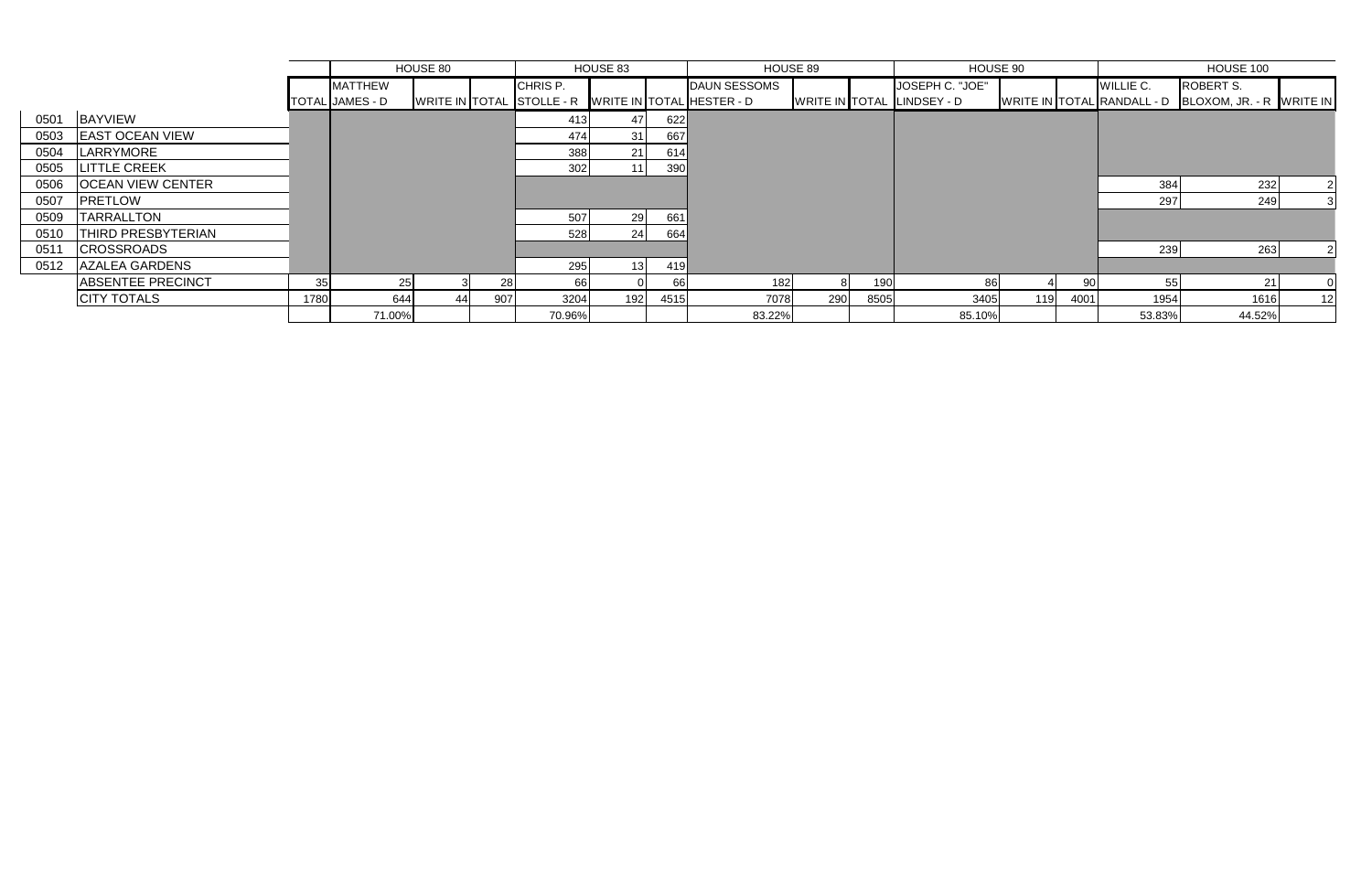| | | | HOUSE 80 | | | HOUSE 83 | | | HOUSE 89 | | | HOUSE 90 | | | HOUSE 100 | | |
|---|---|---|---|---|---|---|---|---|---|---|---|---|---|---|---|---|---|
| | | TOTAL | MATTHEW JAMES - D | WRITE IN | TOTAL | CHRIS P. STOLLE - R | WRITE IN | TOTAL | DAUN SESSOMS HESTER - D | WRITE IN | TOTAL | JOSEPH C. "JOE" LINDSEY - D | WRITE IN | TOTAL | WILLIE C. RANDALL - D | ROBERT S. BLOXOM, JR. - R | WRITE IN |
| 0501 | BAYVIEW | | | | | 413 | 47 | 622 | | | | | | | | | |
| 0503 | EAST OCEAN VIEW | | | | | 474 | 31 | 667 | | | | | | | | | |
| 0504 | LARRYMORE | | | | | 388 | 21 | 614 | | | | | | | | | |
| 0505 | LITTLE CREEK | | | | | 302 | 11 | 390 | | | | | | | | | |
| 0506 | OCEAN VIEW CENTER | | | | | | | | | | | | | | 384 | 232 | 2 |
| 0507 | PRETLOW | | | | | | | | | | | | | | 297 | 249 | 3 |
| 0509 | TARRALLTON | | | | | 507 | 29 | 661 | | | | | | | | | |
| 0510 | THIRD PRESBYTERIAN | | | | | 528 | 24 | 664 | | | | | | | | | |
| 0511 | CROSSROADS | | | | | | | | | | | | | | 239 | 263 | 2 |
| 0512 | AZALEA GARDENS | | | | | 295 | 13 | 419 | | | | | | | | | |
| | ABSENTEE PRECINCT | 35 | 25 | 3 | 28 | 66 | 0 | 66 | 182 | 8 | 190 | 86 | 4 | 90 | 55 | 21 | 0 |
| | CITY TOTALS | 1780 | 644 | 44 | 907 | 3204 | 192 | 4515 | 7078 | 290 | 8505 | 3405 | 119 | 4001 | 1954 | 1616 | 12 |
| | | | 71.00% | | | 70.96% | | | 83.22% | | | 85.10% | | | 53.83% | 44.52% | |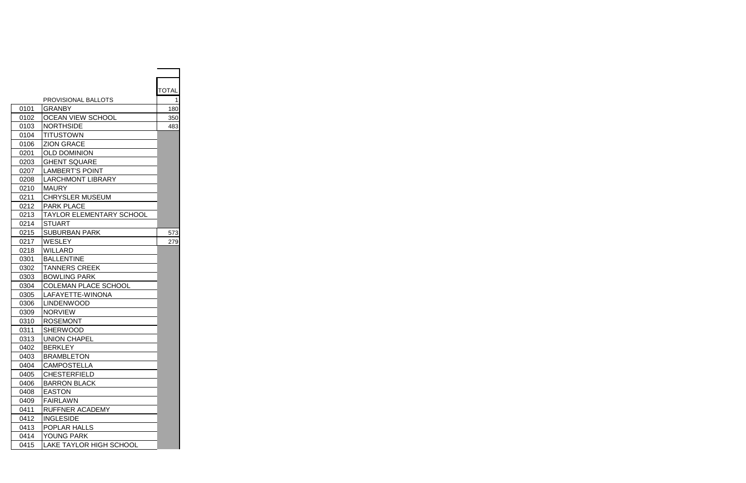| | | TOTAL |
|---|---|---|
| | PROVISIONAL BALLOTS | 1 |
| 0101 | GRANBY | 180 |
| 0102 | OCEAN VIEW SCHOOL | 350 |
| 0103 | NORTHSIDE | 483 |
| 0104 | TITUSTOWN | |
| 0106 | ZION GRACE | |
| 0201 | OLD DOMINION | |
| 0203 | GHENT SQUARE | |
| 0207 | LAMBERT'S POINT | |
| 0208 | LARCHMONT LIBRARY | |
| 0210 | MAURY | |
| 0211 | CHRYSLER MUSEUM | |
| 0212 | PARK PLACE | |
| 0213 | TAYLOR ELEMENTARY SCHOOL | |
| 0214 | STUART | |
| 0215 | SUBURBAN PARK | 573 |
| 0217 | WESLEY | 279 |
| 0218 | WILLARD | |
| 0301 | BALLENTINE | |
| 0302 | TANNERS CREEK | |
| 0303 | BOWLING PARK | |
| 0304 | COLEMAN PLACE SCHOOL | |
| 0305 | LAFAYETTE-WINONA | |
| 0306 | LINDENWOOD | |
| 0309 | NORVIEW | |
| 0310 | ROSEMONT | |
| 0311 | SHERWOOD | |
| 0313 | UNION CHAPEL | |
| 0402 | BERKLEY | |
| 0403 | BRAMBLETON | |
| 0404 | CAMPOSTELLA | |
| 0405 | CHESTERFIELD | |
| 0406 | BARRON BLACK | |
| 0408 | EASTON | |
| 0409 | FAIRLAWN | |
| 0411 | RUFFNER ACADEMY | |
| 0412 | INGLESIDE | |
| 0413 | POPLAR HALLS | |
| 0414 | YOUNG PARK | |
| 0415 | LAKE TAYLOR HIGH SCHOOL | |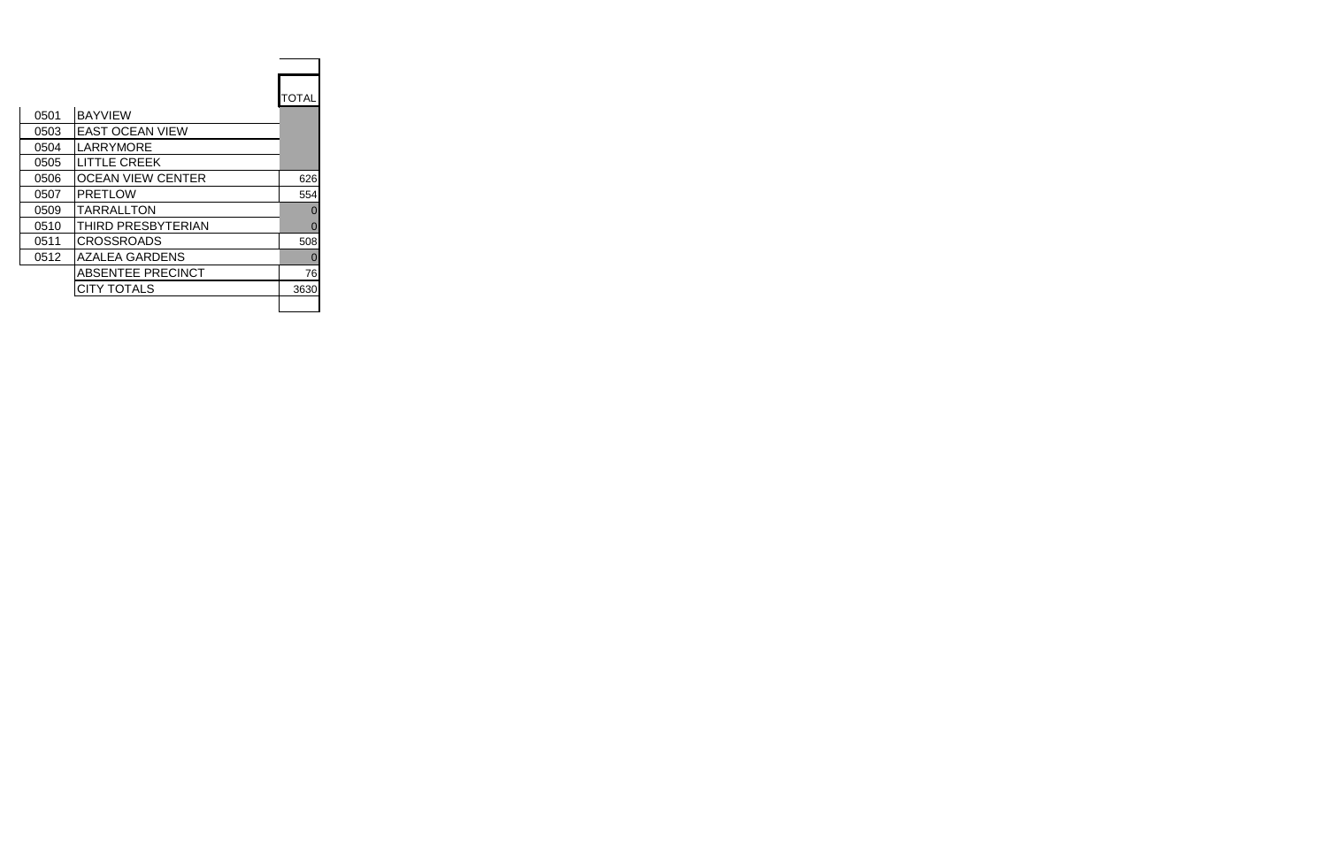| | | TOTAL |
|---|---|---|
| 0501 | BAYVIEW | |
| 0503 | EAST OCEAN VIEW | |
| 0504 | LARRYMORE | |
| 0505 | LITTLE CREEK | |
| 0506 | OCEAN VIEW CENTER | 626 |
| 0507 | PRETLOW | 554 |
| 0509 | TARRALLTON | 0 |
| 0510 | THIRD PRESBYTERIAN | 0 |
| 0511 | CROSSROADS | 508 |
| 0512 | AZALEA GARDENS | 0 |
| | ABSENTEE PRECINCT | 76 |
| | CITY TOTALS | 3630 |